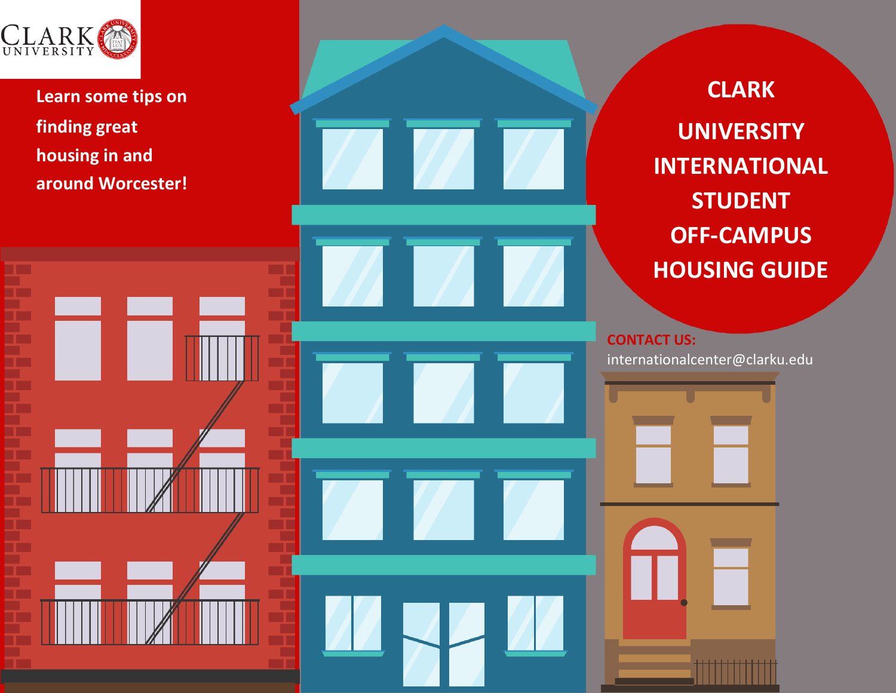# CLARK UNIVERSITY INTERNATIONAL STUDENT OFF-CAMPUS HOUSING GUIDE

Learn some tips on finding great housing in and around Worcester!

**CONTACT US:**
internationalcenter@clarku.edu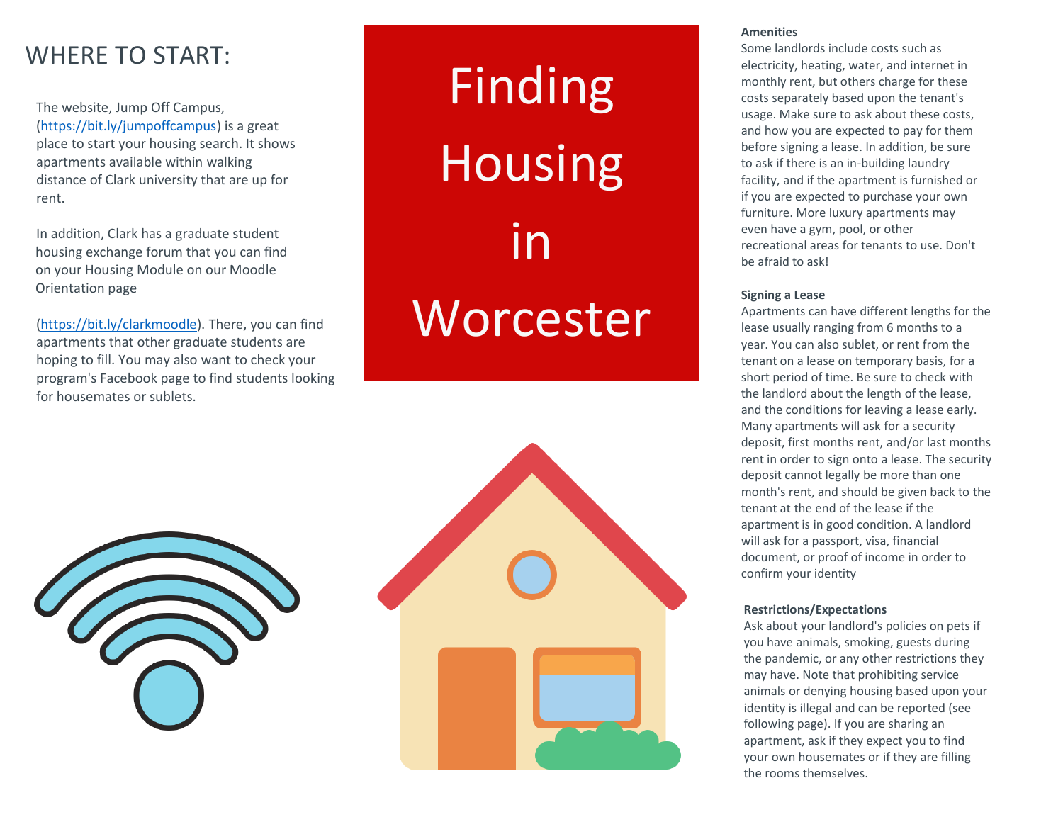# Finding Housing in Worcester

## WHERE TO START:

The website, Jump Off Campus, (https://bit.ly/jumpoffcampus) is a great place to start your housing search. It shows apartments available within walking distance of Clark university that are up for rent.

In addition, Clark has a graduate student housing exchange forum that you can find on your Housing Module on our Moodle Orientation page

(https://bit.ly/clarkmoodle). There, you can find apartments that other graduate students are hoping to fill. You may also want to check your program's Facebook page to find students looking for housemates or sublets.

**Amenities**

Some landlords include costs such as electricity, heating, water, and internet in monthly rent, but others charge for these costs separately based upon the tenant's usage. Make sure to ask about these costs, and how you are expected to pay for them before signing a lease. In addition, be sure to ask if there is an in-building laundry facility, and if the apartment is furnished or if you are expected to purchase your own furniture. More luxury apartments may even have a gym, pool, or other recreational areas for tenants to use. Don't be afraid to ask!

**Signing a Lease**

Apartments can have different lengths for the lease usually ranging from 6 months to a year. You can also sublet, or rent from the tenant on a lease on temporary basis, for a short period of time. Be sure to check with the landlord about the length of the lease, and the conditions for leaving a lease early. Many apartments will ask for a security deposit, first months rent, and/or last months rent in order to sign onto a lease. The security deposit cannot legally be more than one month's rent, and should be given back to the tenant at the end of the lease if the apartment is in good condition. A landlord will ask for a passport, visa, financial document, or proof of income in order to confirm your identity

**Restrictions/Expectations**

Ask about your landlord's policies on pets if you have animals, smoking, guests during the pandemic, or any other restrictions they may have. Note that prohibiting service animals or denying housing based upon your identity is illegal and can be reported (see following page). If you are sharing an apartment, ask if they expect you to find your own housemates or if they are filling the rooms themselves.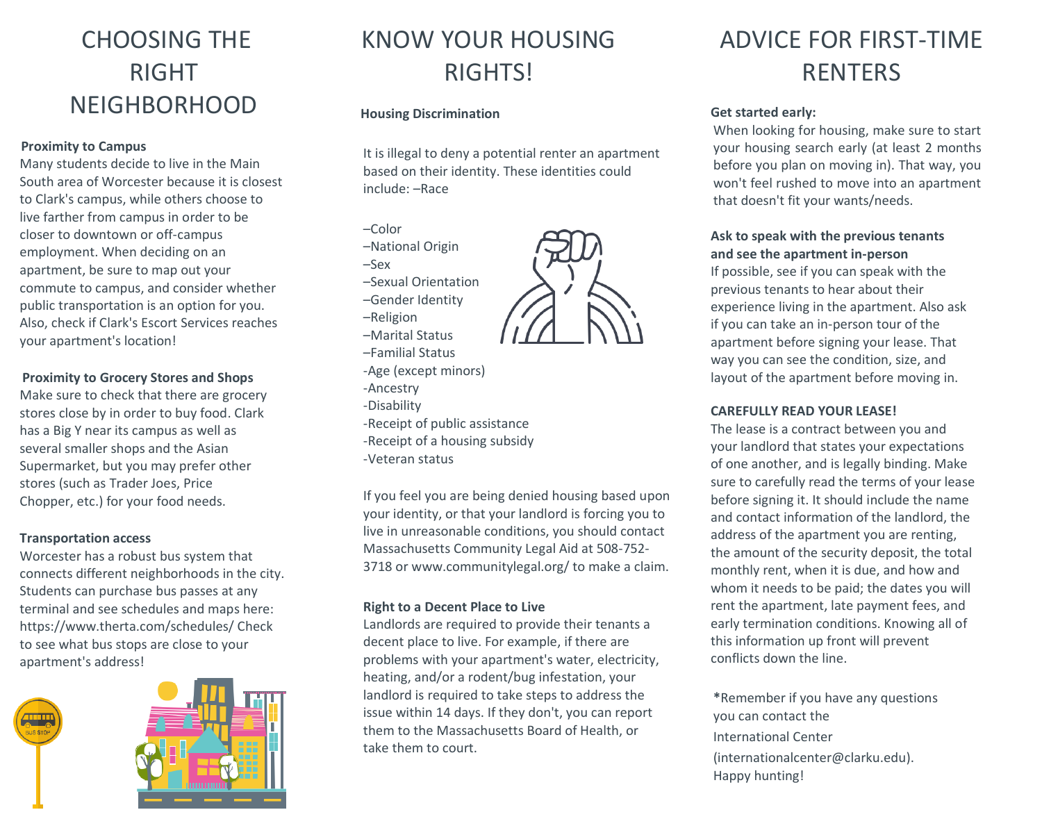# CHOOSING THE RIGHT NEIGHBORHOOD

**Proximity to Campus**

Many students decide to live in the Main South area of Worcester because it is closest to Clark's campus, while others choose to live farther from campus in order to be closer to downtown or off-campus employment. When deciding on an apartment, be sure to map out your commute to campus, and consider whether public transportation is an option for you. Also, check if Clark's Escort Services reaches your apartment's location!

**Proximity to Grocery Stores and Shops**

Make sure to check that there are grocery stores close by in order to buy food. Clark has a Big Y near its campus as well as several smaller shops and the Asian Supermarket, but you may prefer other stores (such as Trader Joes, Price Chopper, etc.) for your food needs.

**Transportation access**

Worcester has a robust bus system that connects different neighborhoods in the city. Students can purchase bus passes at any terminal and see schedules and maps here: https://www.therta.com/schedules/ Check to see what bus stops are close to your apartment's address!

# KNOW YOUR HOUSING RIGHTS!

**Housing Discrimination**

It is illegal to deny a potential renter an apartment based on their identity. These identities could include: –Race

–Color
–National Origin
–Sex
–Sexual Orientation
–Gender Identity
–Religion
–Marital Status
–Familial Status
-Age (except minors)
-Ancestry
-Disability
-Receipt of public assistance
-Receipt of a housing subsidy
-Veteran status

If you feel you are being denied housing based upon your identity, or that your landlord is forcing you to live in unreasonable conditions, you should contact Massachusetts Community Legal Aid at 508-752-3718 or www.communitylegal.org/ to make a claim.

**Right to a Decent Place to Live**

Landlords are required to provide their tenants a decent place to live. For example, if there are problems with your apartment's water, electricity, heating, and/or a rodent/bug infestation, your landlord is required to take steps to address the issue within 14 days. If they don't, you can report them to the Massachusetts Board of Health, or take them to court.

# ADVICE FOR FIRST-TIME RENTERS

**Get started early:**

When looking for housing, make sure to start your housing search early (at least 2 months before you plan on moving in). That way, you won't feel rushed to move into an apartment that doesn't fit your wants/needs.

**Ask to speak with the previous tenants and see the apartment in-person**

If possible, see if you can speak with the previous tenants to hear about their experience living in the apartment. Also ask if you can take an in-person tour of the apartment before signing your lease. That way you can see the condition, size, and layout of the apartment before moving in.

**CAREFULLY READ YOUR LEASE!**

The lease is a contract between you and your landlord that states your expectations of one another, and is legally binding. Make sure to carefully read the terms of your lease before signing it. It should include the name and contact information of the landlord, the address of the apartment you are renting, the amount of the security deposit, the total monthly rent, when it is due, and how and whom it needs to be paid; the dates you will rent the apartment, late payment fees, and early termination conditions. Knowing all of this information up front will prevent conflicts down the line.

**\***Remember if you have any questions you can contact the International Center (internationalcenter@clarku.edu). Happy hunting!